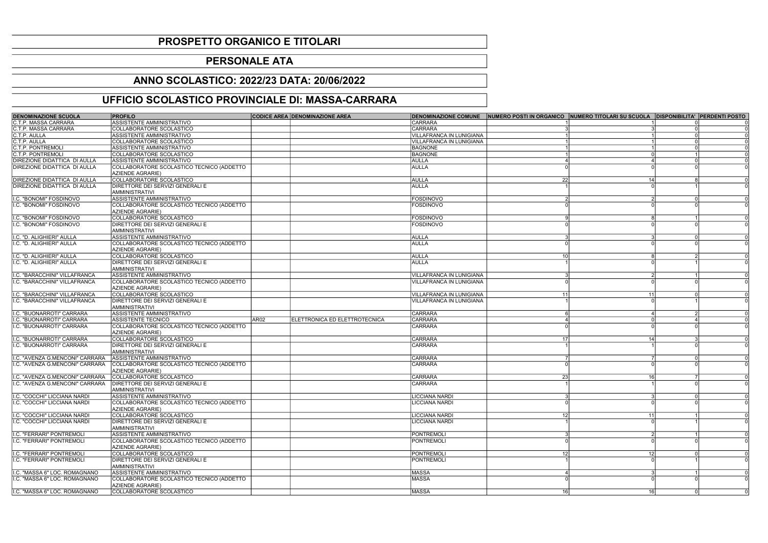# PROSPETTO ORGANICO E TITOLARI

## PERSONALE ATA

## ANNO SCOLASTICO: 2022/23 DATA: 20/06/2022

## UFFICIO SCOLASTICO PROVINCIALE DI: MASSA-CARRARA

| DENOMINAZIONE SCUOLA | PROFILO | CODICE AREA | DENOMINAZIONE AREA | DENOMINAZIONE COMUNE | NUMERO POSTI IN ORGANICO | NUMERO TITOLARI SU SCUOLA | DISPONIBILITA' | PERDENTI POSTO |
|---|---|---|---|---|---|---|---|---|
| C.T.P. MASSA CARRARA | ASSISTENTE AMMINISTRATIVO | | | CARRARA | 1 | 1 | 0 | 0 |
| C.T.P. MASSA CARRARA | COLLABORATORE SCOLASTICO | | | CARRARA | 3 | 3 | 0 | 0 |
| C.T.P. AULLA | ASSISTENTE AMMINISTRATIVO | | | VILLAFRANCA IN LUNIGIANA | 1 | 1 | 0 | 0 |
| C.T.P. AULLA | COLLABORATORE SCOLASTICO | | | VILLAFRANCA IN LUNIGIANA | 1 | 1 | 0 | 0 |
| C.T.P. PONTREMOLI | ASSISTENTE AMMINISTRATIVO | | | BAGNONE | 1 | 1 | 0 | 0 |
| C.T.P. PONTREMOLI | COLLABORATORE SCOLASTICO | | | BAGNONE | 1 | 0 | 1 | 0 |
| DIREZIONE DIDATTICA DI AULLA | ASSISTENTE AMMINISTRATIVO | | | AULLA | 4 | 4 | 0 | 0 |
| DIREZIONE DIDATTICA DI AULLA | COLLABORATORE SCOLASTICO TECNICO (ADDETTO AZIENDE AGRARIE) | | | AULLA | 0 | 0 | 0 | 0 |
| DIREZIONE DIDATTICA DI AULLA | COLLABORATORE SCOLASTICO | | | AULLA | 22 | 14 | 8 | 0 |
| DIREZIONE DIDATTICA DI AULLA | DIRETTORE DEI SERVIZI GENERALI E AMMINISTRATIVI | | | AULLA | 1 | 0 | 1 | 0 |
| I.C. "BONOMI" FOSDINOVO | ASSISTENTE AMMINISTRATIVO | | | FOSDINOVO | 2 | 2 | 0 | 0 |
| I.C. "BONOMI" FOSDINOVO | COLLABORATORE SCOLASTICO TECNICO (ADDETTO AZIENDE AGRARIE) | | | FOSDINOVO | 0 | 0 | 0 | 0 |
| I.C. "BONOMI" FOSDINOVO | COLLABORATORE SCOLASTICO | | | FOSDINOVO | 9 | 8 | 1 | 0 |
| I.C. "BONOMI" FOSDINOVO | DIRETTORE DEI SERVIZI GENERALI E AMMINISTRATIVI | | | FOSDINOVO | 0 | 0 | 0 | 0 |
| I.C. "D. ALIGHIERI" AULLA | ASSISTENTE AMMINISTRATIVO | | | AULLA | 3 | 3 | 0 | 0 |
| I.C. "D. ALIGHIERI" AULLA | COLLABORATORE SCOLASTICO TECNICO (ADDETTO AZIENDE AGRARIE) | | | AULLA | 0 | 0 | 0 | 0 |
| I.C. "D. ALIGHIERI" AULLA | COLLABORATORE SCOLASTICO | | | AULLA | 10 | 8 | 2 | 0 |
| I.C. "D. ALIGHIERI" AULLA | DIRETTORE DEI SERVIZI GENERALI E AMMINISTRATIVI | | | AULLA | 1 | 0 | 1 | 0 |
| I.C. "BARACCHINI" VILLAFRANCA | ASSISTENTE AMMINISTRATIVO | | | VILLAFRANCA IN LUNIGIANA | 3 | 2 | 1 | 0 |
| I.C. "BARACCHINI" VILLAFRANCA | COLLABORATORE SCOLASTICO TECNICO (ADDETTO AZIENDE AGRARIE) | | | VILLAFRANCA IN LUNIGIANA | 0 | 0 | 0 | 0 |
| I.C. "BARACCHINI" VILLAFRANCA | COLLABORATORE SCOLASTICO | | | VILLAFRANCA IN LUNIGIANA | 11 | 11 | 0 | 0 |
| I.C. "BARACCHINI" VILLAFRANCA | DIRETTORE DEI SERVIZI GENERALI E AMMINISTRATIVI | | | VILLAFRANCA IN LUNIGIANA | 1 | 0 | 1 | 0 |
| I.C. "BUONARROTI" CARRARA | ASSISTENTE AMMINISTRATIVO | | | CARRARA | 6 | 4 | 2 | 0 |
| I.C. "BUONARROTI" CARRARA | ASSISTENTE TECNICO | AR02 | ELETTRONICA ED ELETTROTECNICA | CARRARA | 4 | 0 | 4 | 0 |
| I.C. "BUONARROTI" CARRARA | COLLABORATORE SCOLASTICO TECNICO (ADDETTO AZIENDE AGRARIE) | | | CARRARA | 0 | 0 | 0 | 0 |
| I.C. "BUONARROTI" CARRARA | COLLABORATORE SCOLASTICO | | | CARRARA | 17 | 14 | 3 | 0 |
| I.C. "BUONARROTI" CARRARA | DIRETTORE DEI SERVIZI GENERALI E AMMINISTRATIVI | | | CARRARA | 1 | 1 | 0 | 0 |
| I.C. "AVENZA G.MENCONI" CARRARA | ASSISTENTE AMMINISTRATIVO | | | CARRARA | 7 | 7 | 0 | 0 |
| I.C. "AVENZA G.MENCONI" CARRARA | COLLABORATORE SCOLASTICO TECNICO (ADDETTO AZIENDE AGRARIE) | | | CARRARA | 0 | 0 | 0 | 0 |
| I.C. "AVENZA G.MENCONI" CARRARA | COLLABORATORE SCOLASTICO | | | CARRARA | 23 | 16 | 7 | 0 |
| I.C. "AVENZA G.MENCONI" CARRARA | DIRETTORE DEI SERVIZI GENERALI E AMMINISTRATIVI | | | CARRARA | 1 | 1 | 0 | 0 |
| I.C. "COCCHI" LICCIANA NARDI | ASSISTENTE AMMINISTRATIVO | | | LICCIANA NARDI | 3 | 3 | 0 | 0 |
| I.C. "COCCHI" LICCIANA NARDI | COLLABORATORE SCOLASTICO TECNICO (ADDETTO AZIENDE AGRARIE) | | | LICCIANA NARDI | 0 | 0 | 0 | 0 |
| I.C. "COCCHI" LICCIANA NARDI | COLLABORATORE SCOLASTICO | | | LICCIANA NARDI | 12 | 11 | 1 | 0 |
| I.C. "COCCHI" LICCIANA NARDI | DIRETTORE DEI SERVIZI GENERALI E AMMINISTRATIVI | | | LICCIANA NARDI | 1 | 0 | 1 | 0 |
| I.C. "FERRARI" PONTREMOLI | ASSISTENTE AMMINISTRATIVO | | | PONTREMOLI | 3 | 2 | 1 | 0 |
| I.C. "FERRARI" PONTREMOLI | COLLABORATORE SCOLASTICO TECNICO (ADDETTO AZIENDE AGRARIE) | | | PONTREMOLI | 0 | 0 | 0 | 0 |
| I.C. "FERRARI" PONTREMOLI | COLLABORATORE SCOLASTICO | | | PONTREMOLI | 12 | 12 | 0 | 0 |
| I.C. "FERRARI" PONTREMOLI | DIRETTORE DEI SERVIZI GENERALI E AMMINISTRATIVI | | | PONTREMOLI | 1 | 0 | 1 | 0 |
| I.C. "MASSA 6" LOC. ROMAGNANO | ASSISTENTE AMMINISTRATIVO | | | MASSA | 4 | 3 | 1 | 0 |
| I.C. "MASSA 6" LOC. ROMAGNANO | COLLABORATORE SCOLASTICO TECNICO (ADDETTO AZIENDE AGRARIE) | | | MASSA | 0 | 0 | 0 | 0 |
| I.C. "MASSA 6" LOC. ROMAGNANO | COLLABORATORE SCOLASTICO | | | MASSA | 16 | 16 | 0 | 0 |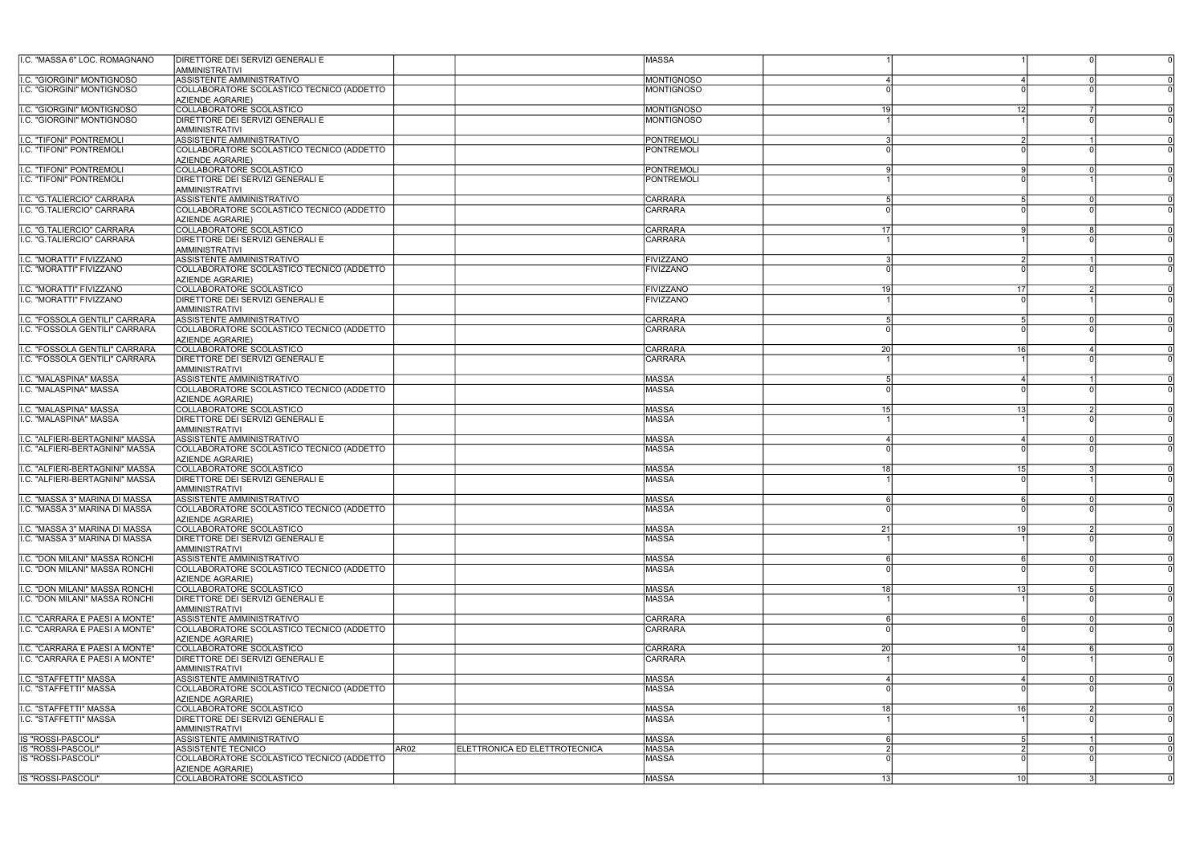| | | | | | | | | |
|---|---|---|---|---|---|---|---|---|
| I.C. "MASSA 6" LOC. ROMAGNANO | DIRETTORE DEI SERVIZI GENERALI E AMMINISTRATIVI | | | MASSA | 1 | 1 | 0 | 0 |
| I.C. "GIORGINI" MONTIGNOSO | ASSISTENTE AMMINISTRATIVO | | | MONTIGNOSO | 4 | 4 | 0 | 0 |
| I.C. "GIORGINI" MONTIGNOSO | COLLABORATORE SCOLASTICO TECNICO (ADDETTO AZIENDE AGRARIE) | | | MONTIGNOSO | 0 | 0 | 0 | 0 |
| I.C. "GIORGINI" MONTIGNOSO | COLLABORATORE SCOLASTICO | | | MONTIGNOSO | 19 | 12 | 7 | 0 |
| I.C. "GIORGINI" MONTIGNOSO | DIRETTORE DEI SERVIZI GENERALI E AMMINISTRATIVI | | | MONTIGNOSO | 1 | 1 | 0 | 0 |
| I.C. "TIFONI" PONTREMOLI | ASSISTENTE AMMINISTRATIVO | | | PONTREMOLI | 3 | 2 | 1 | 0 |
| I.C. "TIFONI" PONTREMOLI | COLLABORATORE SCOLASTICO TECNICO (ADDETTO AZIENDE AGRARIE) | | | PONTREMOLI | 0 | 0 | 0 | 0 |
| I.C. "TIFONI" PONTREMOLI | COLLABORATORE SCOLASTICO | | | PONTREMOLI | 9 | 9 | 0 | 0 |
| I.C. "TIFONI" PONTREMOLI | DIRETTORE DEI SERVIZI GENERALI E AMMINISTRATIVI | | | PONTREMOLI | 1 | 0 | 1 | 0 |
| I.C. "G.TALIERCIO" CARRARA | ASSISTENTE AMMINISTRATIVO | | | CARRARA | 5 | 5 | 0 | 0 |
| I.C. "G.TALIERCIO" CARRARA | COLLABORATORE SCOLASTICO TECNICO (ADDETTO AZIENDE AGRARIE) | | | CARRARA | 0 | 0 | 0 | 0 |
| I.C. "G.TALIERCIO" CARRARA | COLLABORATORE SCOLASTICO | | | CARRARA | 17 | 9 | 8 | 0 |
| I.C. "G.TALIERCIO" CARRARA | DIRETTORE DEI SERVIZI GENERALI E AMMINISTRATIVI | | | CARRARA | 1 | 1 | 0 | 0 |
| I.C. "MORATTI" FIVIZZANO | ASSISTENTE AMMINISTRATIVO | | | FIVIZZANO | 3 | 2 | 1 | 0 |
| I.C. "MORATTI" FIVIZZANO | COLLABORATORE SCOLASTICO TECNICO (ADDETTO AZIENDE AGRARIE) | | | FIVIZZANO | 0 | 0 | 0 | 0 |
| I.C. "MORATTI" FIVIZZANO | COLLABORATORE SCOLASTICO | | | FIVIZZANO | 19 | 17 | 2 | 0 |
| I.C. "MORATTI" FIVIZZANO | DIRETTORE DEI SERVIZI GENERALI E AMMINISTRATIVI | | | FIVIZZANO | 1 | 0 | 1 | 0 |
| I.C. "FOSSOLA GENTILI" CARRARA | ASSISTENTE AMMINISTRATIVO | | | CARRARA | 5 | 5 | 0 | 0 |
| I.C. "FOSSOLA GENTILI" CARRARA | COLLABORATORE SCOLASTICO TECNICO (ADDETTO AZIENDE AGRARIE) | | | CARRARA | 0 | 0 | 0 | 0 |
| I.C. "FOSSOLA GENTILI" CARRARA | COLLABORATORE SCOLASTICO | | | CARRARA | 20 | 16 | 4 | 0 |
| I.C. "FOSSOLA GENTILI" CARRARA | DIRETTORE DEI SERVIZI GENERALI E AMMINISTRATIVI | | | CARRARA | 1 | 1 | 0 | 0 |
| I.C. "MALASPINA" MASSA | ASSISTENTE AMMINISTRATIVO | | | MASSA | 5 | 4 | 1 | 0 |
| I.C. "MALASPINA" MASSA | COLLABORATORE SCOLASTICO TECNICO (ADDETTO AZIENDE AGRARIE) | | | MASSA | 0 | 0 | 0 | 0 |
| I.C. "MALASPINA" MASSA | COLLABORATORE SCOLASTICO | | | MASSA | 15 | 13 | 2 | 0 |
| I.C. "MALASPINA" MASSA | DIRETTORE DEI SERVIZI GENERALI E AMMINISTRATIVI | | | MASSA | 1 | 1 | 0 | 0 |
| I.C. "ALFIERI-BERTAGNINI" MASSA | ASSISTENTE AMMINISTRATIVO | | | MASSA | 4 | 4 | 0 | 0 |
| I.C. "ALFIERI-BERTAGNINI" MASSA | COLLABORATORE SCOLASTICO TECNICO (ADDETTO AZIENDE AGRARIE) | | | MASSA | 0 | 0 | 0 | 0 |
| I.C. "ALFIERI-BERTAGNINI" MASSA | COLLABORATORE SCOLASTICO | | | MASSA | 18 | 15 | 3 | 0 |
| I.C. "ALFIERI-BERTAGNINI" MASSA | DIRETTORE DEI SERVIZI GENERALI E AMMINISTRATIVI | | | MASSA | 1 | 0 | 1 | 0 |
| I.C. "MASSA 3" MARINA DI MASSA | ASSISTENTE AMMINISTRATIVO | | | MASSA | 6 | 6 | 0 | 0 |
| I.C. "MASSA 3" MARINA DI MASSA | COLLABORATORE SCOLASTICO TECNICO (ADDETTO AZIENDE AGRARIE) | | | MASSA | 0 | 0 | 0 | 0 |
| I.C. "MASSA 3" MARINA DI MASSA | COLLABORATORE SCOLASTICO | | | MASSA | 21 | 19 | 2 | 0 |
| I.C. "MASSA 3" MARINA DI MASSA | DIRETTORE DEI SERVIZI GENERALI E AMMINISTRATIVI | | | MASSA | 1 | 1 | 0 | 0 |
| I.C. "DON MILANI" MASSA RONCHI | ASSISTENTE AMMINISTRATIVO | | | MASSA | 6 | 6 | 0 | 0 |
| I.C. "DON MILANI" MASSA RONCHI | COLLABORATORE SCOLASTICO TECNICO (ADDETTO AZIENDE AGRARIE) | | | MASSA | 0 | 0 | 0 | 0 |
| I.C. "DON MILANI" MASSA RONCHI | COLLABORATORE SCOLASTICO | | | MASSA | 18 | 13 | 5 | 0 |
| I.C. "DON MILANI" MASSA RONCHI | DIRETTORE DEI SERVIZI GENERALI E AMMINISTRATIVI | | | MASSA | 1 | 1 | 0 | 0 |
| I.C. "CARRARA E PAESI A MONTE" | ASSISTENTE AMMINISTRATIVO | | | CARRARA | 6 | 6 | 0 | 0 |
| I.C. "CARRARA E PAESI A MONTE" | COLLABORATORE SCOLASTICO TECNICO (ADDETTO AZIENDE AGRARIE) | | | CARRARA | 0 | 0 | 0 | 0 |
| I.C. "CARRARA E PAESI A MONTE" | COLLABORATORE SCOLASTICO | | | CARRARA | 20 | 14 | 6 | 0 |
| I.C. "CARRARA E PAESI A MONTE" | DIRETTORE DEI SERVIZI GENERALI E AMMINISTRATIVI | | | CARRARA | 1 | 0 | 1 | 0 |
| I.C. "STAFFETTI" MASSA | ASSISTENTE AMMINISTRATIVO | | | MASSA | 4 | 4 | 0 | 0 |
| I.C. "STAFFETTI" MASSA | COLLABORATORE SCOLASTICO TECNICO (ADDETTO AZIENDE AGRARIE) | | | MASSA | 0 | 0 | 0 | 0 |
| I.C. "STAFFETTI" MASSA | COLLABORATORE SCOLASTICO | | | MASSA | 18 | 16 | 2 | 0 |
| I.C. "STAFFETTI" MASSA | DIRETTORE DEI SERVIZI GENERALI E AMMINISTRATIVI | | | MASSA | 1 | 1 | 0 | 0 |
| IS "ROSSI-PASCOLI" | ASSISTENTE AMMINISTRATIVO | | | MASSA | 6 | 5 | 1 | 0 |
| IS "ROSSI-PASCOLI" | ASSISTENTE TECNICO | AR02 | ELETTRONICA ED ELETTROTECNICA | MASSA | 2 | 2 | 0 | 0 |
| IS "ROSSI-PASCOLI" | COLLABORATORE SCOLASTICO TECNICO (ADDETTO AZIENDE AGRARIE) | | | MASSA | 0 | 0 | 0 | 0 |
| IS "ROSSI-PASCOLI" | COLLABORATORE SCOLASTICO | | | MASSA | 13 | 10 | 3 | 0 |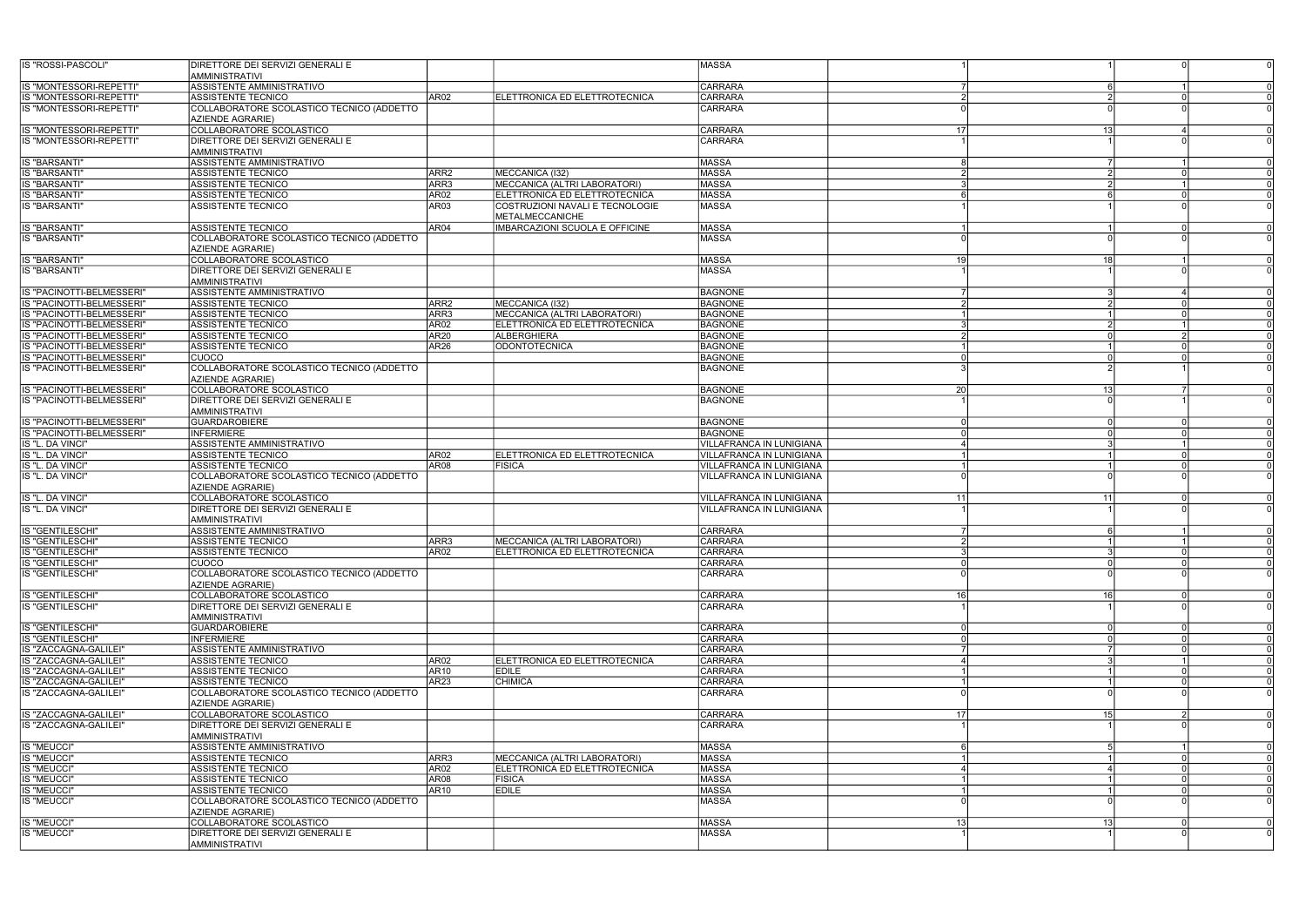| | | | | | | | | |
|---|---|---|---|---|---|---|---|---|
| IS "ROSSI-PASCOLI" | DIRETTORE DEI SERVIZI GENERALI E AMMINISTRATIVI | | | MASSA | | 1 | 1 | 0 | 0 |
| IS "MONTESSORI-REPETTI" | ASSISTENTE AMMINISTRATIVO | | | CARRARA | | 7 | 6 | 1 | 0 |
| IS "MONTESSORI-REPETTI" | ASSISTENTE TECNICO | AR02 | ELETTRONICA ED ELETTROTECNICA | CARRARA | | 2 | 2 | 0 | 0 |
| IS "MONTESSORI-REPETTI" | COLLABORATORE SCOLASTICO TECNICO (ADDETTO AZIENDE AGRARIE) | | | CARRARA | | 0 | 0 | 0 | 0 |
| IS "MONTESSORI-REPETTI" | COLLABORATORE SCOLASTICO | | | CARRARA | | 17 | 13 | 4 | 0 |
| IS "MONTESSORI-REPETTI" | DIRETTORE DEI SERVIZI GENERALI E AMMINISTRATIVI | | | CARRARA | | 1 | 1 | 0 | 0 |
| IS "BARSANTI" | ASSISTENTE AMMINISTRATIVO | | | MASSA | | 8 | 7 | 1 | 0 |
| IS "BARSANTI" | ASSISTENTE TECNICO | ARR2 | MECCANICA (I32) | MASSA | | 2 | 2 | 0 | 0 |
| IS "BARSANTI" | ASSISTENTE TECNICO | ARR3 | MECCANICA (ALTRI LABORATORI) | MASSA | | 3 | 2 | 1 | 0 |
| IS "BARSANTI" | ASSISTENTE TECNICO | AR02 | ELETTRONICA ED ELETTROTECNICA | MASSA | | 6 | 6 | 0 | 0 |
| IS "BARSANTI" | ASSISTENTE TECNICO | AR03 | COSTRUZIONI NAVALI E TECNOLOGIE METALMECCANICHE | MASSA | | 1 | 1 | 0 | 0 |
| IS "BARSANTI" | ASSISTENTE TECNICO | AR04 | IMBARCAZIONI SCUOLA E OFFICINE | MASSA | | 1 | 1 | 0 | 0 |
| IS "BARSANTI" | COLLABORATORE SCOLASTICO TECNICO (ADDETTO AZIENDE AGRARIE) | | | MASSA | | 0 | 0 | 0 | 0 |
| IS "BARSANTI" | COLLABORATORE SCOLASTICO | | | MASSA | | 19 | 18 | 1 | 0 |
| IS "BARSANTI" | DIRETTORE DEI SERVIZI GENERALI E AMMINISTRATIVI | | | MASSA | | 1 | 1 | 0 | 0 |
| IS "PACINOTTI-BELMESSERI" | ASSISTENTE AMMINISTRATIVO | | | BAGNONE | | 7 | 3 | 4 | 0 |
| IS "PACINOTTI-BELMESSERI" | ASSISTENTE TECNICO | ARR2 | MECCANICA (I32) | BAGNONE | | 2 | 2 | 0 | 0 |
| IS "PACINOTTI-BELMESSERI" | ASSISTENTE TECNICO | ARR3 | MECCANICA (ALTRI LABORATORI) | BAGNONE | | 1 | 1 | 0 | 0 |
| IS "PACINOTTI-BELMESSERI" | ASSISTENTE TECNICO | AR02 | ELETTRONICA ED ELETTROTECNICA | BAGNONE | | 3 | 2 | 1 | 0 |
| IS "PACINOTTI-BELMESSERI" | ASSISTENTE TECNICO | AR20 | ALBERGHIERA | BAGNONE | | 2 | 0 | 2 | 0 |
| IS "PACINOTTI-BELMESSERI" | ASSISTENTE TECNICO | AR26 | ODONTOTECNICA | BAGNONE | | 1 | 1 | 0 | 0 |
| IS "PACINOTTI-BELMESSERI" | CUOCO | | | BAGNONE | | 0 | 0 | 0 | 0 |
| IS "PACINOTTI-BELMESSERI" | COLLABORATORE SCOLASTICO TECNICO (ADDETTO AZIENDE AGRARIE) | | | BAGNONE | | 3 | 2 | 1 | 0 |
| IS "PACINOTTI-BELMESSERI" | COLLABORATORE SCOLASTICO | | | BAGNONE | | 20 | 13 | 7 | 0 |
| IS "PACINOTTI-BELMESSERI" | DIRETTORE DEI SERVIZI GENERALI E AMMINISTRATIVI | | | BAGNONE | | 1 | 0 | 1 | 0 |
| IS "PACINOTTI-BELMESSERI" | GUARDAROBIERE | | | BAGNONE | | 0 | 0 | 0 | 0 |
| IS "PACINOTTI-BELMESSERI" | INFERMIERE | | | BAGNONE | | 0 | 0 | 0 | 0 |
| IS "L. DA VINCI" | ASSISTENTE AMMINISTRATIVO | | | VILLAFRANCA IN LUNIGIANA | | 4 | 3 | 1 | 0 |
| IS "L. DA VINCI" | ASSISTENTE TECNICO | AR02 | ELETTRONICA ED ELETTROTECNICA | VILLAFRANCA IN LUNIGIANA | | 1 | 1 | 0 | 0 |
| IS "L. DA VINCI" | ASSISTENTE TECNICO | AR08 | FISICA | VILLAFRANCA IN LUNIGIANA | | 1 | 1 | 0 | 0 |
| IS "L. DA VINCI" | COLLABORATORE SCOLASTICO TECNICO (ADDETTO AZIENDE AGRARIE) | | | VILLAFRANCA IN LUNIGIANA | | 0 | 0 | 0 | 0 |
| IS "L. DA VINCI" | COLLABORATORE SCOLASTICO | | | VILLAFRANCA IN LUNIGIANA | | 11 | 11 | 0 | 0 |
| IS "L. DA VINCI" | DIRETTORE DEI SERVIZI GENERALI E AMMINISTRATIVI | | | VILLAFRANCA IN LUNIGIANA | | 1 | 1 | 0 | 0 |
| IS "GENTILESCHI" | ASSISTENTE AMMINISTRATIVO | | | CARRARA | | 7 | 6 | 1 | 0 |
| IS "GENTILESCHI" | ASSISTENTE TECNICO | ARR3 | MECCANICA (ALTRI LABORATORI) | CARRARA | | 2 | 1 | 1 | 0 |
| IS "GENTILESCHI" | ASSISTENTE TECNICO | AR02 | ELETTRONICA ED ELETTROTECNICA | CARRARA | | 3 | 3 | 0 | 0 |
| IS "GENTILESCHI" | CUOCO | | | CARRARA | | 0 | 0 | 0 | 0 |
| IS "GENTILESCHI" | COLLABORATORE SCOLASTICO TECNICO (ADDETTO AZIENDE AGRARIE) | | | CARRARA | | 0 | 0 | 0 | 0 |
| IS "GENTILESCHI" | COLLABORATORE SCOLASTICO | | | CARRARA | | 16 | 16 | 0 | 0 |
| IS "GENTILESCHI" | DIRETTORE DEI SERVIZI GENERALI E AMMINISTRATIVI | | | CARRARA | | 1 | 1 | 0 | 0 |
| IS "GENTILESCHI" | GUARDAROBIERE | | | CARRARA | | 0 | 0 | 0 | 0 |
| IS "GENTILESCHI" | INFERMIERE | | | CARRARA | | 0 | 0 | 0 | 0 |
| IS "ZACCAGNA-GALILEI" | ASSISTENTE AMMINISTRATIVO | | | CARRARA | | 7 | 7 | 0 | 0 |
| IS "ZACCAGNA-GALILEI" | ASSISTENTE TECNICO | AR02 | ELETTRONICA ED ELETTROTECNICA | CARRARA | | 4 | 3 | 1 | 0 |
| IS "ZACCAGNA-GALILEI" | ASSISTENTE TECNICO | AR10 | EDILE | CARRARA | | 1 | 1 | 0 | 0 |
| IS "ZACCAGNA-GALILEI" | ASSISTENTE TECNICO | AR23 | CHIMICA | CARRARA | | 1 | 1 | 0 | 0 |
| IS "ZACCAGNA-GALILEI" | COLLABORATORE SCOLASTICO TECNICO (ADDETTO AZIENDE AGRARIE) | | | CARRARA | | 0 | 0 | 0 | 0 |
| IS "ZACCAGNA-GALILEI" | COLLABORATORE SCOLASTICO | | | CARRARA | | 17 | 15 | 2 | 0 |
| IS "ZACCAGNA-GALILEI" | DIRETTORE DEI SERVIZI GENERALI E AMMINISTRATIVI | | | CARRARA | | 1 | 1 | 0 | 0 |
| IS "MEUCCI" | ASSISTENTE AMMINISTRATIVO | | | MASSA | | 6 | 5 | 1 | 0 |
| IS "MEUCCI" | ASSISTENTE TECNICO | ARR3 | MECCANICA (ALTRI LABORATORI) | MASSA | | 1 | 1 | 0 | 0 |
| IS "MEUCCI" | ASSISTENTE TECNICO | AR02 | ELETTRONICA ED ELETTROTECNICA | MASSA | | 4 | 4 | 0 | 0 |
| IS "MEUCCI" | ASSISTENTE TECNICO | AR08 | FISICA | MASSA | | 1 | 1 | 0 | 0 |
| IS "MEUCCI" | ASSISTENTE TECNICO | AR10 | EDILE | MASSA | | 1 | 1 | 0 | 0 |
| IS "MEUCCI" | COLLABORATORE SCOLASTICO TECNICO (ADDETTO AZIENDE AGRARIE) | | | MASSA | | 0 | 0 | 0 | 0 |
| IS "MEUCCI" | COLLABORATORE SCOLASTICO | | | MASSA | | 13 | 13 | 0 | 0 |
| IS "MEUCCI" | DIRETTORE DEI SERVIZI GENERALI E AMMINISTRATIVI | | | MASSA | | 1 | 1 | 0 | 0 |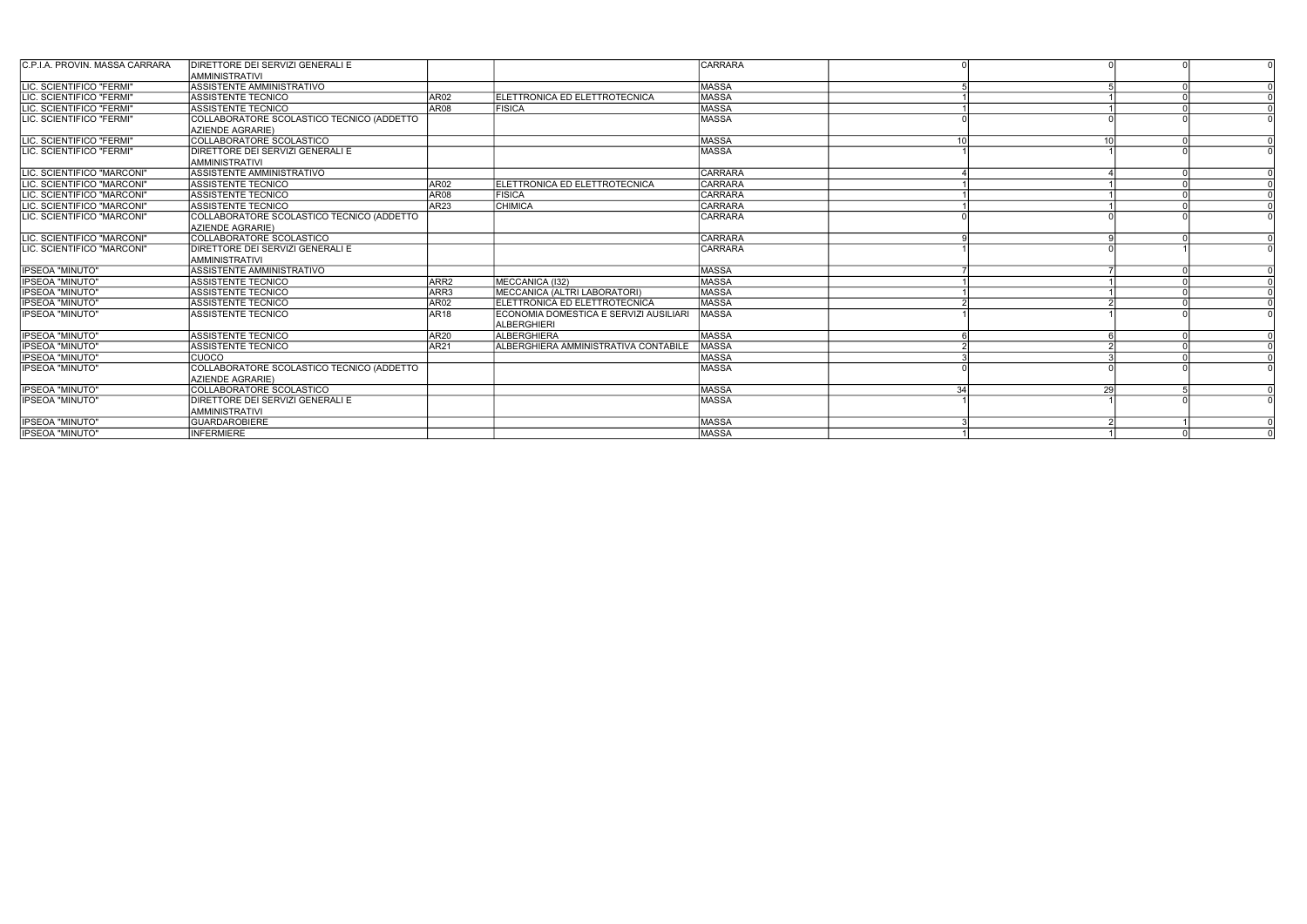| | | | | | | | | | |
|---|---|---|---|---|---|---|---|---|---|
| C.P.I.A. PROVIN. MASSA CARRARA | DIRETTORE DEI SERVIZI GENERALI E AMMINISTRATIVI | | | CARRARA | | 0 | 0 | 0 | 0 |
| LIC. SCIENTIFICO "FERMI" | ASSISTENTE AMMINISTRATIVO | | | MASSA | | 5 | 5 | 0 | 0 |
| LIC. SCIENTIFICO "FERMI" | ASSISTENTE TECNICO | AR02 | ELETTRONICA ED ELETTROTECNICA | MASSA | | 1 | 1 | 0 | 0 |
| LIC. SCIENTIFICO "FERMI" | ASSISTENTE TECNICO | AR08 | FISICA | MASSA | | 1 | 1 | 0 | 0 |
| LIC. SCIENTIFICO "FERMI" | COLLABORATORE SCOLASTICO TECNICO (ADDETTO AZIENDE AGRARIE) | | | MASSA | | 0 | 0 | 0 | 0 |
| LIC. SCIENTIFICO "FERMI" | COLLABORATORE SCOLASTICO | | | MASSA | | 10 | 10 | 0 | 0 |
| LIC. SCIENTIFICO "FERMI" | DIRETTORE DEI SERVIZI GENERALI E AMMINISTRATIVI | | | MASSA | | 1 | 1 | 0 | 0 |
| LIC. SCIENTIFICO "MARCONI" | ASSISTENTE AMMINISTRATIVO | | | CARRARA | | 4 | 4 | 0 | 0 |
| LIC. SCIENTIFICO "MARCONI" | ASSISTENTE TECNICO | AR02 | ELETTRONICA ED ELETTROTECNICA | CARRARA | | 1 | 1 | 0 | 0 |
| LIC. SCIENTIFICO "MARCONI" | ASSISTENTE TECNICO | AR08 | FISICA | CARRARA | | 1 | 1 | 0 | 0 |
| LIC. SCIENTIFICO "MARCONI" | ASSISTENTE TECNICO | AR23 | CHIMICA | CARRARA | | 1 | 1 | 0 | 0 |
| LIC. SCIENTIFICO "MARCONI" | COLLABORATORE SCOLASTICO TECNICO (ADDETTO AZIENDE AGRARIE) | | | CARRARA | | 0 | 0 | 0 | 0 |
| LIC. SCIENTIFICO "MARCONI" | COLLABORATORE SCOLASTICO | | | CARRARA | | 9 | 9 | 0 | 0 |
| LIC. SCIENTIFICO "MARCONI" | DIRETTORE DEI SERVIZI GENERALI E AMMINISTRATIVI | | | CARRARA | | 1 | 0 | 1 | 0 |
| IPSEOA "MINUTO" | ASSISTENTE AMMINISTRATIVO | | | MASSA | | 7 | 7 | 0 | 0 |
| IPSEOA "MINUTO" | ASSISTENTE TECNICO | ARR2 | MECCANICA (I32) | MASSA | | 1 | 1 | 0 | 0 |
| IPSEOA "MINUTO" | ASSISTENTE TECNICO | ARR3 | MECCANICA (ALTRI LABORATORI) | MASSA | | 1 | 1 | 0 | 0 |
| IPSEOA "MINUTO" | ASSISTENTE TECNICO | AR02 | ELETTRONICA ED ELETTROTECNICA | MASSA | | 2 | 2 | 0 | 0 |
| IPSEOA "MINUTO" | ASSISTENTE TECNICO | AR18 | ECONOMIA DOMESTICA E SERVIZI AUSILIARI ALBERGHIERI | MASSA | | 1 | 1 | 0 | 0 |
| IPSEOA "MINUTO" | ASSISTENTE TECNICO | AR20 | ALBERGHIERA | MASSA | | 6 | 6 | 0 | 0 |
| IPSEOA "MINUTO" | ASSISTENTE TECNICO | AR21 | ALBERGHIERA AMMINISTRATIVA CONTABILE | MASSA | | 2 | 2 | 0 | 0 |
| IPSEOA "MINUTO" | CUOCO | | | MASSA | | 3 | 3 | 0 | 0 |
| IPSEOA "MINUTO" | COLLABORATORE SCOLASTICO TECNICO (ADDETTO AZIENDE AGRARIE) | | | MASSA | | 0 | 0 | 0 | 0 |
| IPSEOA "MINUTO" | COLLABORATORE SCOLASTICO | | | MASSA | | 34 | 29 | 5 | 0 |
| IPSEOA "MINUTO" | DIRETTORE DEI SERVIZI GENERALI E AMMINISTRATIVI | | | MASSA | | 1 | 1 | 0 | 0 |
| IPSEOA "MINUTO" | GUARDAROBIERE | | | MASSA | | 3 | 2 | 1 | 0 |
| IPSEOA "MINUTO" | INFERMIERE | | | MASSA | | 1 | 1 | 0 | 0 |